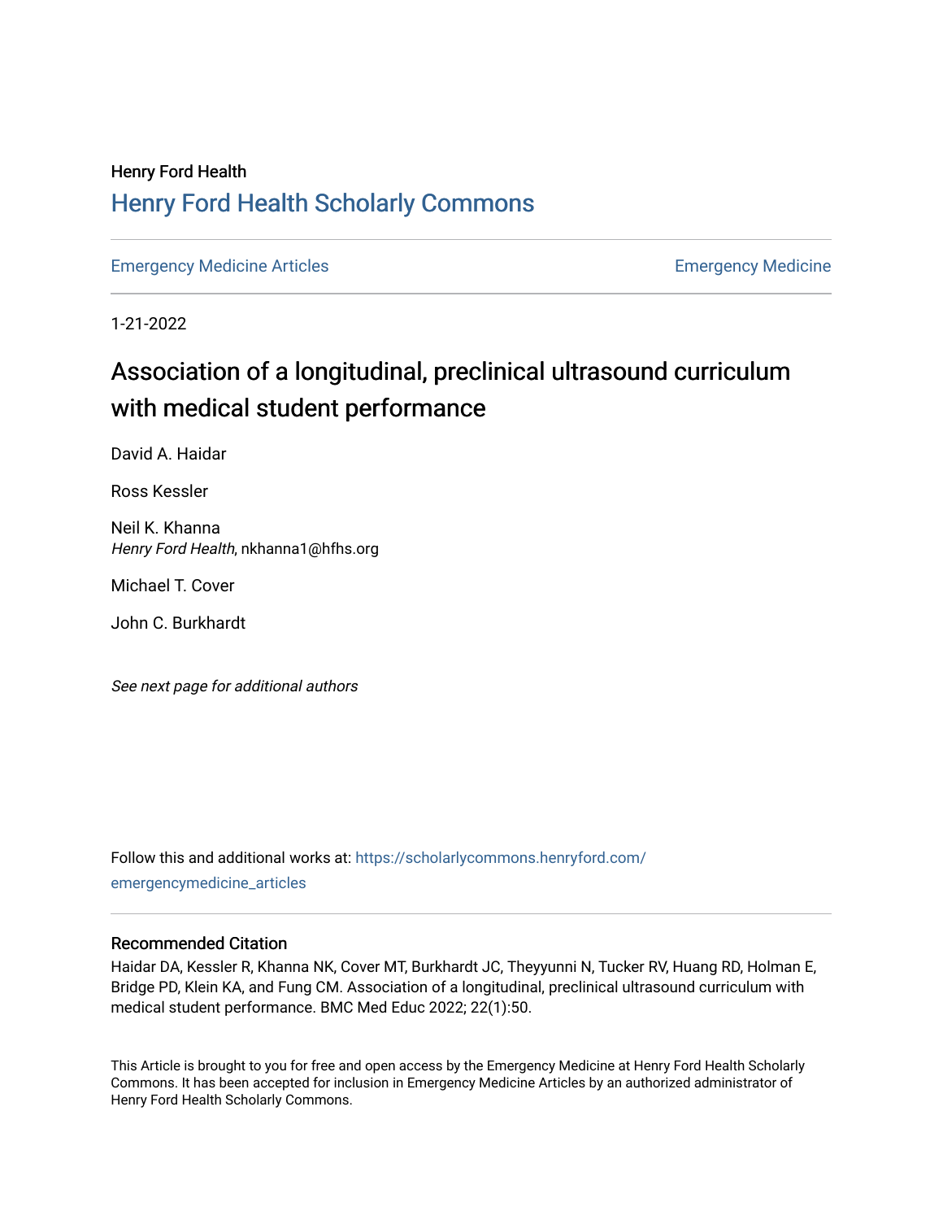Henry Ford Health

# Henry Ford Health Scholarly Commons

Emergency Medicine Articles | Emergency Medicine

1-21-2022

# Association of a longitudinal, preclinical ultrasound curriculum with medical student performance

David A. Haidar

Ross Kessler

Neil K. Khanna
*Henry Ford Health*, nkhanna1@hfhs.org

Michael T. Cover

John C. Burkhardt

*See next page for additional authors*

Follow this and additional works at: https://scholarlycommons.henryford.com/emergencymedicine_articles

## Recommended Citation

Haidar DA, Kessler R, Khanna NK, Cover MT, Burkhardt JC, Theyyunni N, Tucker RV, Huang RD, Holman E, Bridge PD, Klein KA, and Fung CM. Association of a longitudinal, preclinical ultrasound curriculum with medical student performance. BMC Med Educ 2022; 22(1):50.

This Article is brought to you for free and open access by the Emergency Medicine at Henry Ford Health Scholarly Commons. It has been accepted for inclusion in Emergency Medicine Articles by an authorized administrator of Henry Ford Health Scholarly Commons.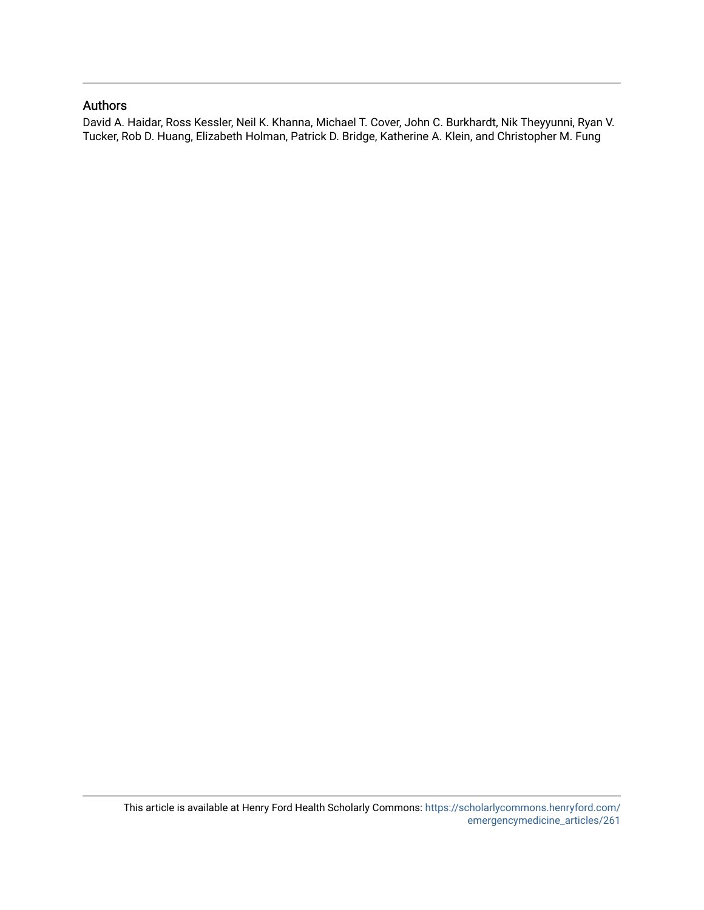## Authors

David A. Haidar, Ross Kessler, Neil K. Khanna, Michael T. Cover, John C. Burkhardt, Nik Theyyunni, Ryan V. Tucker, Rob D. Huang, Elizabeth Holman, Patrick D. Bridge, Katherine A. Klein, and Christopher M. Fung

This article is available at Henry Ford Health Scholarly Commons: https://scholarlycommons.henryford.com/emergencymedicine_articles/261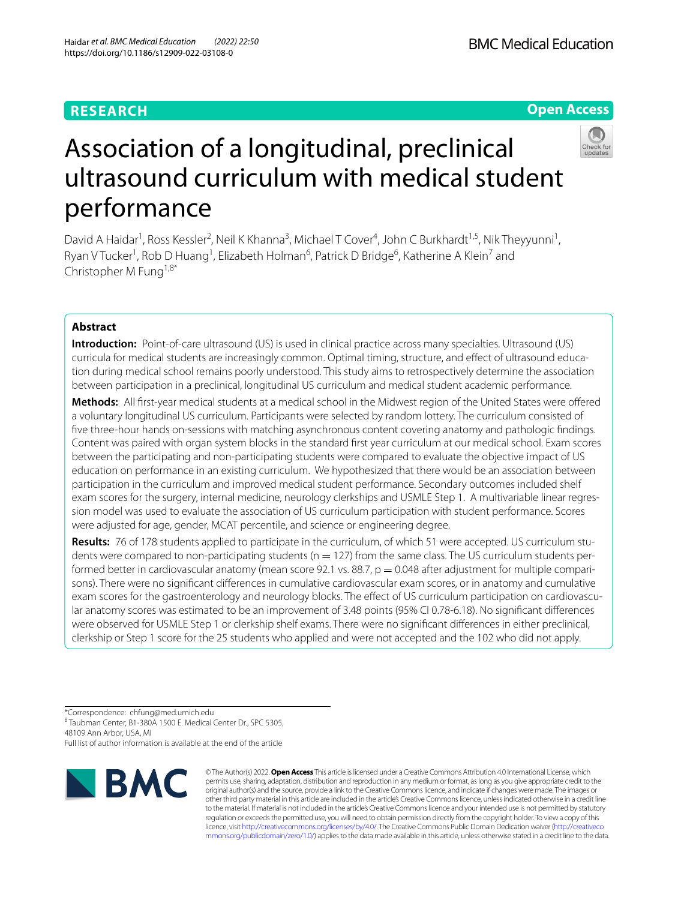# Association of a longitudinal, preclinical ultrasound curriculum with medical student performance

David A Haidar[1], Ross Kessler[2], Neil K Khanna[3], Michael T Cover[4], John C Burkhardt[1,5], Nik Theyyunni[1], Ryan V Tucker[1], Rob D Huang[1], Elizabeth Holman[6], Patrick D Bridge[6], Katherine A Klein[7] and Christopher M Fung[1,8*]

## Abstract

**Introduction:** Point-of-care ultrasound (US) is used in clinical practice across many specialties. Ultrasound (US) curricula for medical students are increasingly common. Optimal timing, structure, and effect of ultrasound education during medical school remains poorly understood. This study aims to retrospectively determine the association between participation in a preclinical, longitudinal US curriculum and medical student academic performance.

**Methods:** All first-year medical students at a medical school in the Midwest region of the United States were offered a voluntary longitudinal US curriculum. Participants were selected by random lottery. The curriculum consisted of five three-hour hands on-sessions with matching asynchronous content covering anatomy and pathologic findings. Content was paired with organ system blocks in the standard first year curriculum at our medical school. Exam scores between the participating and non-participating students were compared to evaluate the objective impact of US education on performance in an existing curriculum. We hypothesized that there would be an association between participation in the curriculum and improved medical student performance. Secondary outcomes included shelf exam scores for the surgery, internal medicine, neurology clerkships and USMLE Step 1. A multivariable linear regression model was used to evaluate the association of US curriculum participation with student performance. Scores were adjusted for age, gender, MCAT percentile, and science or engineering degree.

**Results:** 76 of 178 students applied to participate in the curriculum, of which 51 were accepted. US curriculum students were compared to non-participating students (n = 127) from the same class. The US curriculum students performed better in cardiovascular anatomy (mean score 92.1 vs. 88.7, p = 0.048 after adjustment for multiple comparisons). There were no significant differences in cumulative cardiovascular exam scores, or in anatomy and cumulative exam scores for the gastroenterology and neurology blocks. The effect of US curriculum participation on cardiovascular anatomy scores was estimated to be an improvement of 3.48 points (95% CI 0.78-6.18). No significant differences were observed for USMLE Step 1 or clerkship shelf exams. There were no significant differences in either preclinical, clerkship or Step 1 score for the 25 students who applied and were not accepted and the 102 who did not apply.

*Correspondence: chfung@med.umich.edu
[8] Taubman Center, B1-380A 1500 E. Medical Center Dr., SPC 5305, 48109 Ann Arbor, USA, MI
Full list of author information is available at the end of the article

© The Author(s) 2022. **Open Access** This article is licensed under a Creative Commons Attribution 4.0 International License, which permits use, sharing, adaptation, distribution and reproduction in any medium or format, as long as you give appropriate credit to the original author(s) and the source, provide a link to the Creative Commons licence, and indicate if changes were made. The images or other third party material in this article are included in the article's Creative Commons licence, unless indicated otherwise in a credit line to the material. If material is not included in the article's Creative Commons licence and your intended use is not permitted by statutory regulation or exceeds the permitted use, you will need to obtain permission directly from the copyright holder. To view a copy of this licence, visit http://creativecommons.org/licenses/by/4.0/. The Creative Commons Public Domain Dedication waiver (http://creativecommons.org/publicdomain/zero/1.0/) applies to the data made available in this article, unless otherwise stated in a credit line to the data.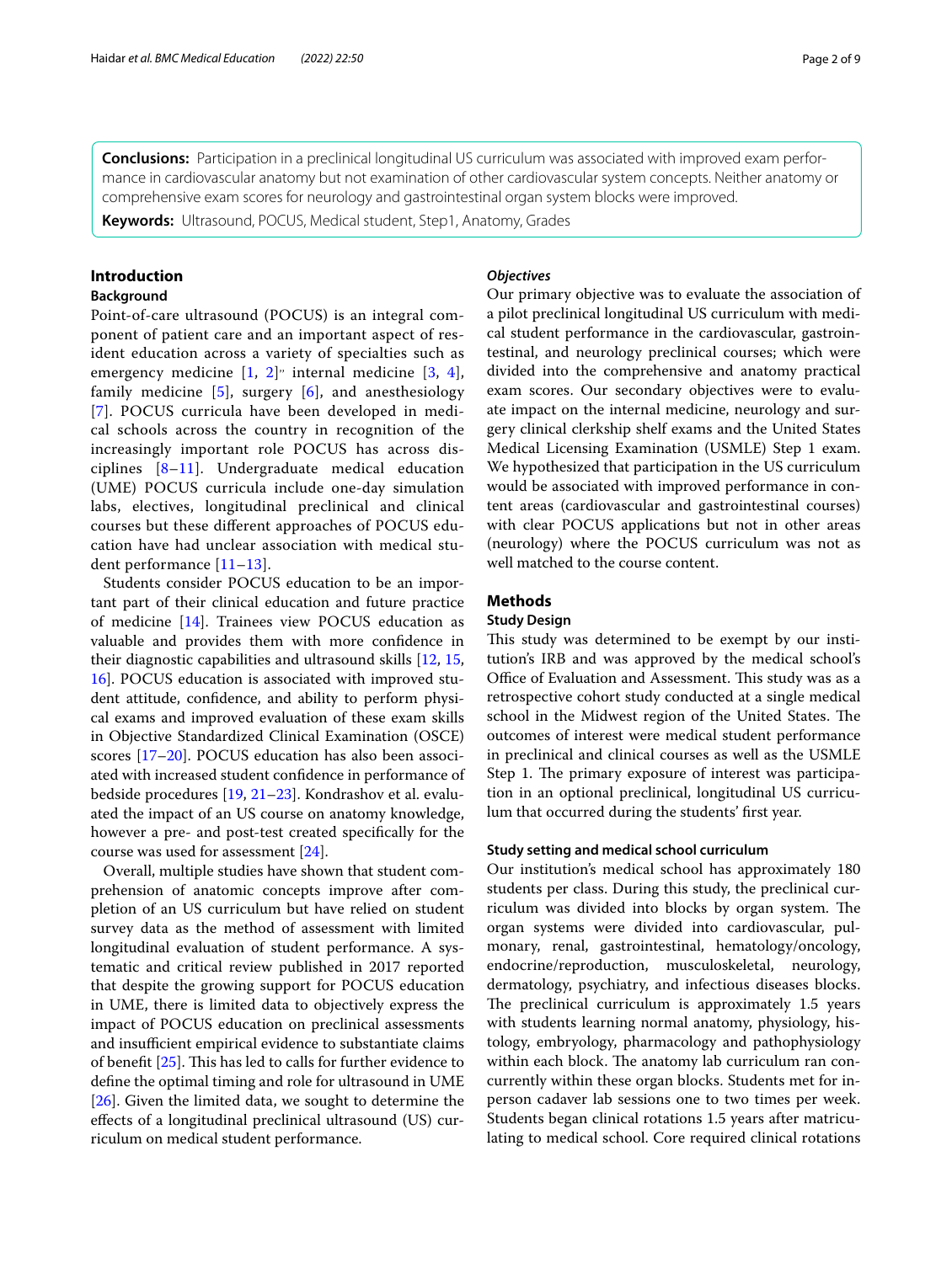**Conclusions:** Participation in a preclinical longitudinal US curriculum was associated with improved exam performance in cardiovascular anatomy but not examination of other cardiovascular system concepts. Neither anatomy or comprehensive exam scores for neurology and gastrointestinal organ system blocks were improved.

**Keywords:** Ultrasound, POCUS, Medical student, Step1, Anatomy, Grades

## Introduction

### Background

Point-of-care ultrasound (POCUS) is an integral component of patient care and an important aspect of resident education across a variety of specialties such as emergency medicine [1, 2]" internal medicine [3, 4], family medicine [5], surgery [6], and anesthesiology [7]. POCUS curricula have been developed in medical schools across the country in recognition of the increasingly important role POCUS has across disciplines [8–11]. Undergraduate medical education (UME) POCUS curricula include one-day simulation labs, electives, longitudinal preclinical and clinical courses but these different approaches of POCUS education have had unclear association with medical student performance [11–13].

Students consider POCUS education to be an important part of their clinical education and future practice of medicine [14]. Trainees view POCUS education as valuable and provides them with more confidence in their diagnostic capabilities and ultrasound skills [12, 15, 16]. POCUS education is associated with improved student attitude, confidence, and ability to perform physical exams and improved evaluation of these exam skills in Objective Standardized Clinical Examination (OSCE) scores [17–20]. POCUS education has also been associated with increased student confidence in performance of bedside procedures [19, 21–23]. Kondrashov et al. evaluated the impact of an US course on anatomy knowledge, however a pre- and post-test created specifically for the course was used for assessment [24].

Overall, multiple studies have shown that student comprehension of anatomic concepts improve after completion of an US curriculum but have relied on student survey data as the method of assessment with limited longitudinal evaluation of student performance. A systematic and critical review published in 2017 reported that despite the growing support for POCUS education in UME, there is limited data to objectively express the impact of POCUS education on preclinical assessments and insufficient empirical evidence to substantiate claims of benefit [25]. This has led to calls for further evidence to define the optimal timing and role for ultrasound in UME [26]. Given the limited data, we sought to determine the effects of a longitudinal preclinical ultrasound (US) curriculum on medical student performance.

### *Objectives*

Our primary objective was to evaluate the association of a pilot preclinical longitudinal US curriculum with medical student performance in the cardiovascular, gastrointestinal, and neurology preclinical courses; which were divided into the comprehensive and anatomy practical exam scores. Our secondary objectives were to evaluate impact on the internal medicine, neurology and surgery clinical clerkship shelf exams and the United States Medical Licensing Examination (USMLE) Step 1 exam. We hypothesized that participation in the US curriculum would be associated with improved performance in content areas (cardiovascular and gastrointestinal courses) with clear POCUS applications but not in other areas (neurology) where the POCUS curriculum was not as well matched to the course content.

## Methods

### Study Design

This study was determined to be exempt by our institution's IRB and was approved by the medical school's Office of Evaluation and Assessment. This study was as a retrospective cohort study conducted at a single medical school in the Midwest region of the United States. The outcomes of interest were medical student performance in preclinical and clinical courses as well as the USMLE Step 1. The primary exposure of interest was participation in an optional preclinical, longitudinal US curriculum that occurred during the students' first year.

### Study setting and medical school curriculum

Our institution's medical school has approximately 180 students per class. During this study, the preclinical curriculum was divided into blocks by organ system. The organ systems were divided into cardiovascular, pulmonary, renal, gastrointestinal, hematology/oncology, endocrine/reproduction, musculoskeletal, neurology, dermatology, psychiatry, and infectious diseases blocks. The preclinical curriculum is approximately 1.5 years with students learning normal anatomy, physiology, histology, embryology, pharmacology and pathophysiology within each block. The anatomy lab curriculum ran concurrently within these organ blocks. Students met for in-person cadaver lab sessions one to two times per week. Students began clinical rotations 1.5 years after matriculating to medical school. Core required clinical rotations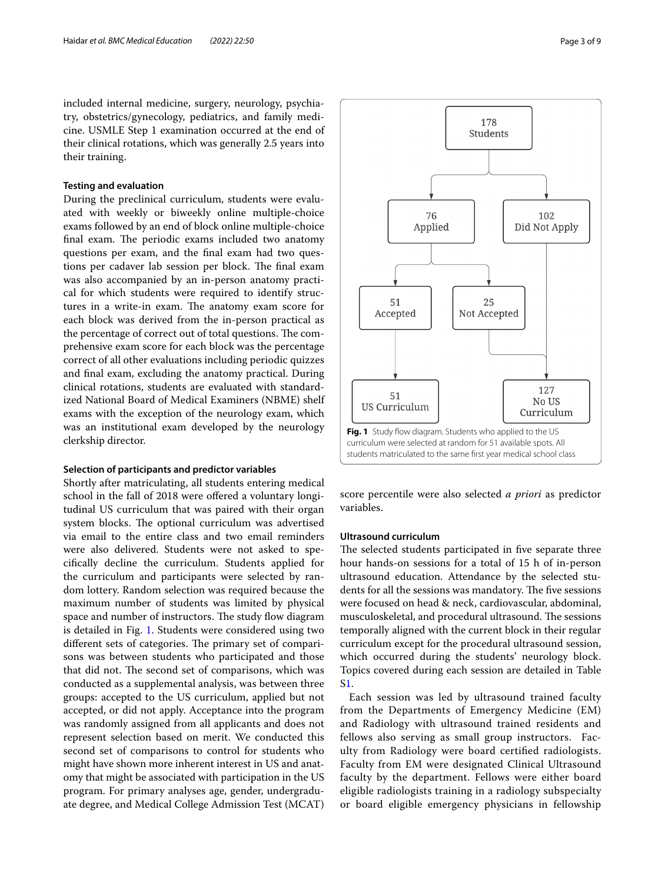included internal medicine, surgery, neurology, psychiatry, obstetrics/gynecology, pediatrics, and family medicine. USMLE Step 1 examination occurred at the end of their clinical rotations, which was generally 2.5 years into their training.

### Testing and evaluation

During the preclinical curriculum, students were evaluated with weekly or biweekly online multiple-choice exams followed by an end of block online multiple-choice final exam. The periodic exams included two anatomy questions per exam, and the final exam had two questions per cadaver lab session per block. The final exam was also accompanied by an in-person anatomy practical for which students were required to identify structures in a write-in exam. The anatomy exam score for each block was derived from the in-person practical as the percentage of correct out of total questions. The comprehensive exam score for each block was the percentage correct of all other evaluations including periodic quizzes and final exam, excluding the anatomy practical. During clinical rotations, students are evaluated with standardized National Board of Medical Examiners (NBME) shelf exams with the exception of the neurology exam, which was an institutional exam developed by the neurology clerkship director.

### Selection of participants and predictor variables

Shortly after matriculating, all students entering medical school in the fall of 2018 were offered a voluntary longitudinal US curriculum that was paired with their organ system blocks. The optional curriculum was advertised via email to the entire class and two email reminders were also delivered. Students were not asked to specifically decline the curriculum. Students applied for the curriculum and participants were selected by random lottery. Random selection was required because the maximum number of students was limited by physical space and number of instructors. The study flow diagram is detailed in Fig. 1. Students were considered using two different sets of categories. The primary set of comparisons was between students who participated and those that did not. The second set of comparisons, which was conducted as a supplemental analysis, was between three groups: accepted to the US curriculum, applied but not accepted, or did not apply. Acceptance into the program was randomly assigned from all applicants and does not represent selection based on merit. We conducted this second set of comparisons to control for students who might have shown more inherent interest in US and anatomy that might be associated with participation in the US program. For primary analyses age, gender, undergraduate degree, and Medical College Admission Test (MCAT) score percentile were also selected *a priori* as predictor variables.

**Fig. 1** Study flow diagram. Students who applied to the US curriculum were selected at random for 51 available spots. All students matriculated to the same first year medical school class

### Ultrasound curriculum

The selected students participated in five separate three hour hands-on sessions for a total of 15 h of in-person ultrasound education. Attendance by the selected students for all the sessions was mandatory. The five sessions were focused on head & neck, cardiovascular, abdominal, musculoskeletal, and procedural ultrasound. The sessions temporally aligned with the current block in their regular curriculum except for the procedural ultrasound session, which occurred during the students' neurology block. Topics covered during each session are detailed in Table S1.

Each session was led by ultrasound trained faculty from the Departments of Emergency Medicine (EM) and Radiology with ultrasound trained residents and fellows also serving as small group instructors. Faculty from Radiology were board certified radiologists. Faculty from EM were designated Clinical Ultrasound faculty by the department. Fellows were either board eligible radiologists training in a radiology subspecialty or board eligible emergency physicians in fellowship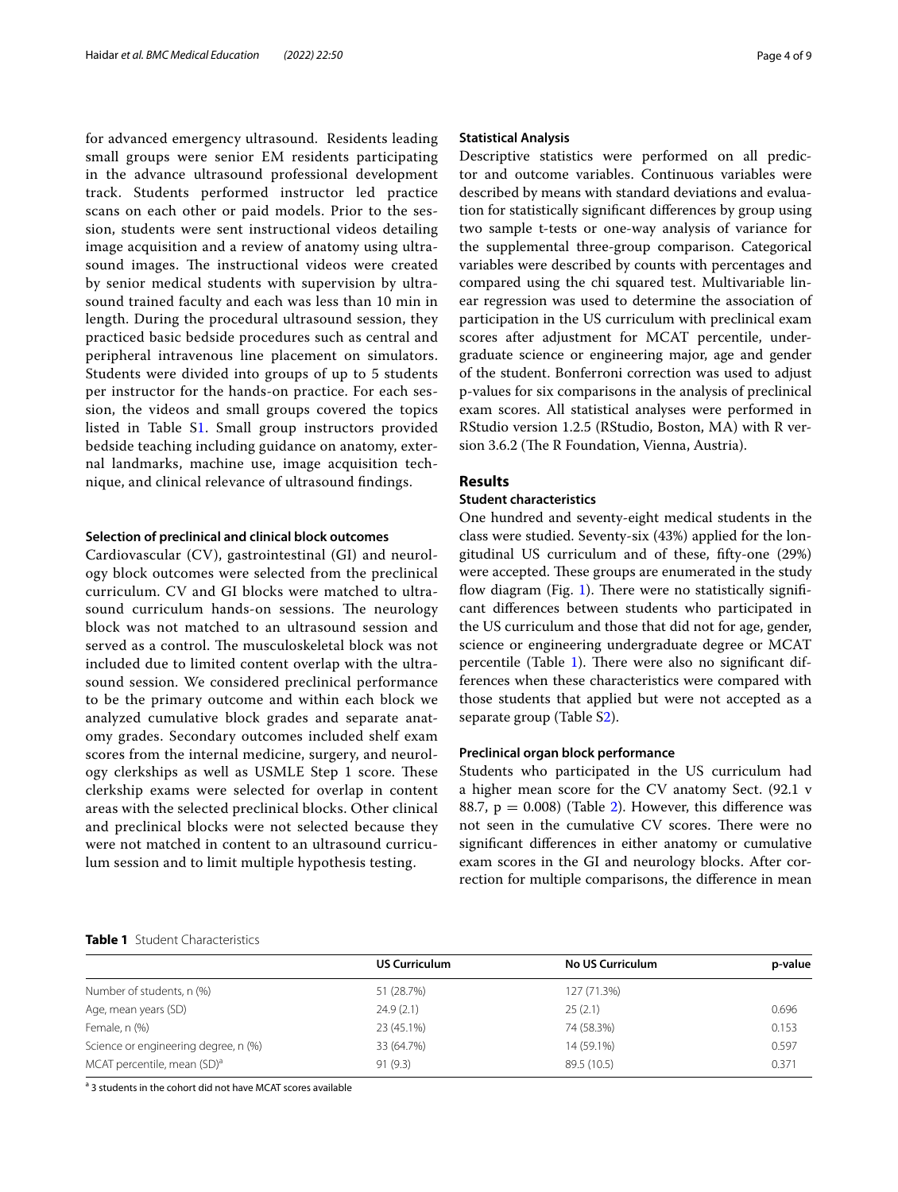for advanced emergency ultrasound. Residents leading small groups were senior EM residents participating in the advance ultrasound professional development track. Students performed instructor led practice scans on each other or paid models. Prior to the session, students were sent instructional videos detailing image acquisition and a review of anatomy using ultrasound images. The instructional videos were created by senior medical students with supervision by ultrasound trained faculty and each was less than 10 min in length. During the procedural ultrasound session, they practiced basic bedside procedures such as central and peripheral intravenous line placement on simulators. Students were divided into groups of up to 5 students per instructor for the hands-on practice. For each session, the videos and small groups covered the topics listed in Table S1. Small group instructors provided bedside teaching including guidance on anatomy, external landmarks, machine use, image acquisition technique, and clinical relevance of ultrasound findings.

### Selection of preclinical and clinical block outcomes

Cardiovascular (CV), gastrointestinal (GI) and neurology block outcomes were selected from the preclinical curriculum. CV and GI blocks were matched to ultrasound curriculum hands-on sessions. The neurology block was not matched to an ultrasound session and served as a control. The musculoskeletal block was not included due to limited content overlap with the ultrasound session. We considered preclinical performance to be the primary outcome and within each block we analyzed cumulative block grades and separate anatomy grades. Secondary outcomes included shelf exam scores from the internal medicine, surgery, and neurology clerkships as well as USMLE Step 1 score. These clerkship exams were selected for overlap in content areas with the selected preclinical blocks. Other clinical and preclinical blocks were not selected because they were not matched in content to an ultrasound curriculum session and to limit multiple hypothesis testing.

### Statistical Analysis

Descriptive statistics were performed on all predictor and outcome variables. Continuous variables were described by means with standard deviations and evaluation for statistically significant differences by group using two sample t-tests or one-way analysis of variance for the supplemental three-group comparison. Categorical variables were described by counts with percentages and compared using the chi squared test. Multivariable linear regression was used to determine the association of participation in the US curriculum with preclinical exam scores after adjustment for MCAT percentile, undergraduate science or engineering major, age and gender of the student. Bonferroni correction was used to adjust p-values for six comparisons in the analysis of preclinical exam scores. All statistical analyses were performed in RStudio version 1.2.5 (RStudio, Boston, MA) with R version 3.6.2 (The R Foundation, Vienna, Austria).

## Results

### Student characteristics

One hundred and seventy-eight medical students in the class were studied. Seventy-six (43%) applied for the longitudinal US curriculum and of these, fifty-one (29%) were accepted. These groups are enumerated in the study flow diagram (Fig. 1). There were no statistically significant differences between students who participated in the US curriculum and those that did not for age, gender, science or engineering undergraduate degree or MCAT percentile (Table 1). There were also no significant differences when these characteristics were compared with those students that applied but were not accepted as a separate group (Table S2).

### Preclinical organ block performance

Students who participated in the US curriculum had a higher mean score for the CV anatomy Sect. (92.1 v 88.7, $p = 0.008$) (Table 2). However, this difference was not seen in the cumulative CV scores. There were no significant differences in either anatomy or cumulative exam scores in the GI and neurology blocks. After correction for multiple comparisons, the difference in mean

**Table 1** Student Characteristics

| | US Curriculum | No US Curriculum | p-value |
|---|---|---|---|
| Number of students, n (%) | 51 (28.7%) | 127 (71.3%) | |
| Age, mean years (SD) | 24.9 (2.1) | 25 (2.1) | 0.696 |
| Female, n (%) | 23 (45.1%) | 74 (58.3%) | 0.153 |
| Science or engineering degree, n (%) | 33 (64.7%) | 14 (59.1%) | 0.597 |
| MCAT percentile, mean (SD)[a] | 91 (9.3) | 89.5 (10.5) | 0.371 |

[a] 3 students in the cohort did not have MCAT scores available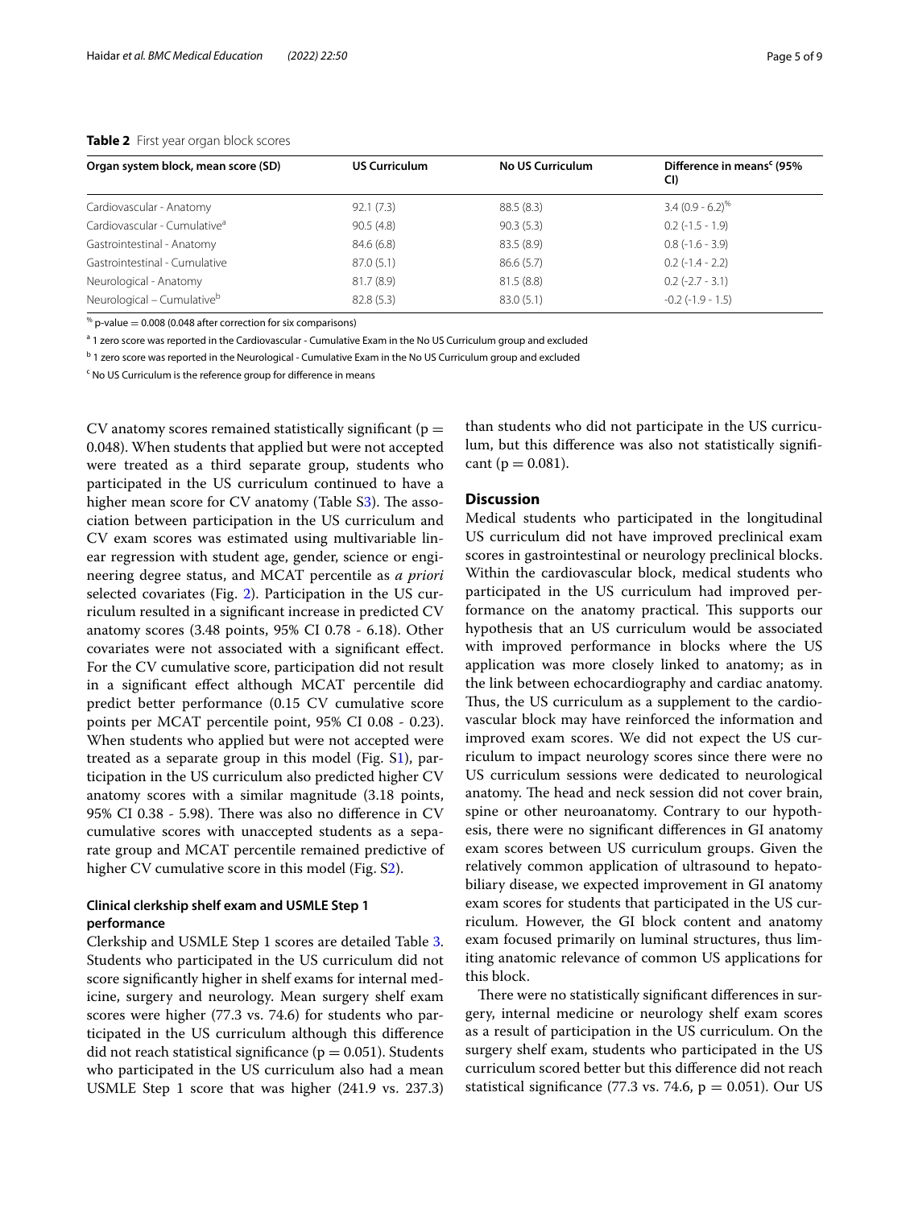**Table 2** First year organ block scores

| Organ system block, mean score (SD) | US Curriculum | No US Curriculum | Difference in means[c] (95% CI) |
|---|---|---|---|
| Cardiovascular - Anatomy | 92.1 (7.3) | 88.5 (8.3) | 3.4 (0.9 - 6.2)[%] |
| Cardiovascular - Cumulative[a] | 90.5 (4.8) | 90.3 (5.3) | 0.2 (-1.5 - 1.9) |
| Gastrointestinal - Anatomy | 84.6 (6.8) | 83.5 (8.9) | 0.8 (-1.6 - 3.9) |
| Gastrointestinal - Cumulative | 87.0 (5.1) | 86.6 (5.7) | 0.2 (-1.4 - 2.2) |
| Neurological - Anatomy | 81.7 (8.9) | 81.5 (8.8) | 0.2 (-2.7 - 3.1) |
| Neurological – Cumulative[b] | 82.8 (5.3) | 83.0 (5.1) | -0.2 (-1.9 - 1.5) |

[%] p-value = 0.008 (0.048 after correction for six comparisons)

[a] 1 zero score was reported in the Cardiovascular - Cumulative Exam in the No US Curriculum group and excluded

[b] 1 zero score was reported in the Neurological - Cumulative Exam in the No US Curriculum group and excluded

[c] No US Curriculum is the reference group for difference in means

CV anatomy scores remained statistically significant ($p = 0.048$). When students that applied but were not accepted were treated as a third separate group, students who participated in the US curriculum continued to have a higher mean score for CV anatomy (Table S3). The association between participation in the US curriculum and CV exam scores was estimated using multivariable linear regression with student age, gender, science or engineering degree status, and MCAT percentile as *a priori* selected covariates (Fig. 2). Participation in the US curriculum resulted in a significant increase in predicted CV anatomy scores (3.48 points, 95% CI 0.78 - 6.18). Other covariates were not associated with a significant effect. For the CV cumulative score, participation did not result in a significant effect although MCAT percentile did predict better performance (0.15 CV cumulative score points per MCAT percentile point, 95% CI 0.08 - 0.23). When students who applied but were not accepted were treated as a separate group in this model (Fig. S1), participation in the US curriculum also predicted higher CV anatomy scores with a similar magnitude (3.18 points, 95% CI 0.38 - 5.98). There was also no difference in CV cumulative scores with unaccepted students as a separate group and MCAT percentile remained predictive of higher CV cumulative score in this model (Fig. S2).

### Clinical clerkship shelf exam and USMLE Step 1 performance

Clerkship and USMLE Step 1 scores are detailed Table 3. Students who participated in the US curriculum did not score significantly higher in shelf exams for internal medicine, surgery and neurology. Mean surgery shelf exam scores were higher (77.3 vs. 74.6) for students who participated in the US curriculum although this difference did not reach statistical significance ($p = 0.051$). Students who participated in the US curriculum also had a mean USMLE Step 1 score that was higher (241.9 vs. 237.3) than students who did not participate in the US curriculum, but this difference was also not statistically significant ($p = 0.081$).

## Discussion

Medical students who participated in the longitudinal US curriculum did not have improved preclinical exam scores in gastrointestinal or neurology preclinical blocks. Within the cardiovascular block, medical students who participated in the US curriculum had improved performance on the anatomy practical. This supports our hypothesis that an US curriculum would be associated with improved performance in blocks where the US application was more closely linked to anatomy; as in the link between echocardiography and cardiac anatomy. Thus, the US curriculum as a supplement to the cardiovascular block may have reinforced the information and improved exam scores. We did not expect the US curriculum to impact neurology scores since there were no US curriculum sessions were dedicated to neurological anatomy. The head and neck session did not cover brain, spine or other neuroanatomy. Contrary to our hypothesis, there were no significant differences in GI anatomy exam scores between US curriculum groups. Given the relatively common application of ultrasound to hepatobiliary disease, we expected improvement in GI anatomy exam scores for students that participated in the US curriculum. However, the GI block content and anatomy exam focused primarily on luminal structures, thus limiting anatomic relevance of common US applications for this block.

There were no statistically significant differences in surgery, internal medicine or neurology shelf exam scores as a result of participation in the US curriculum. On the surgery shelf exam, students who participated in the US curriculum scored better but this difference did not reach statistical significance (77.3 vs. 74.6, $p = 0.051$). Our US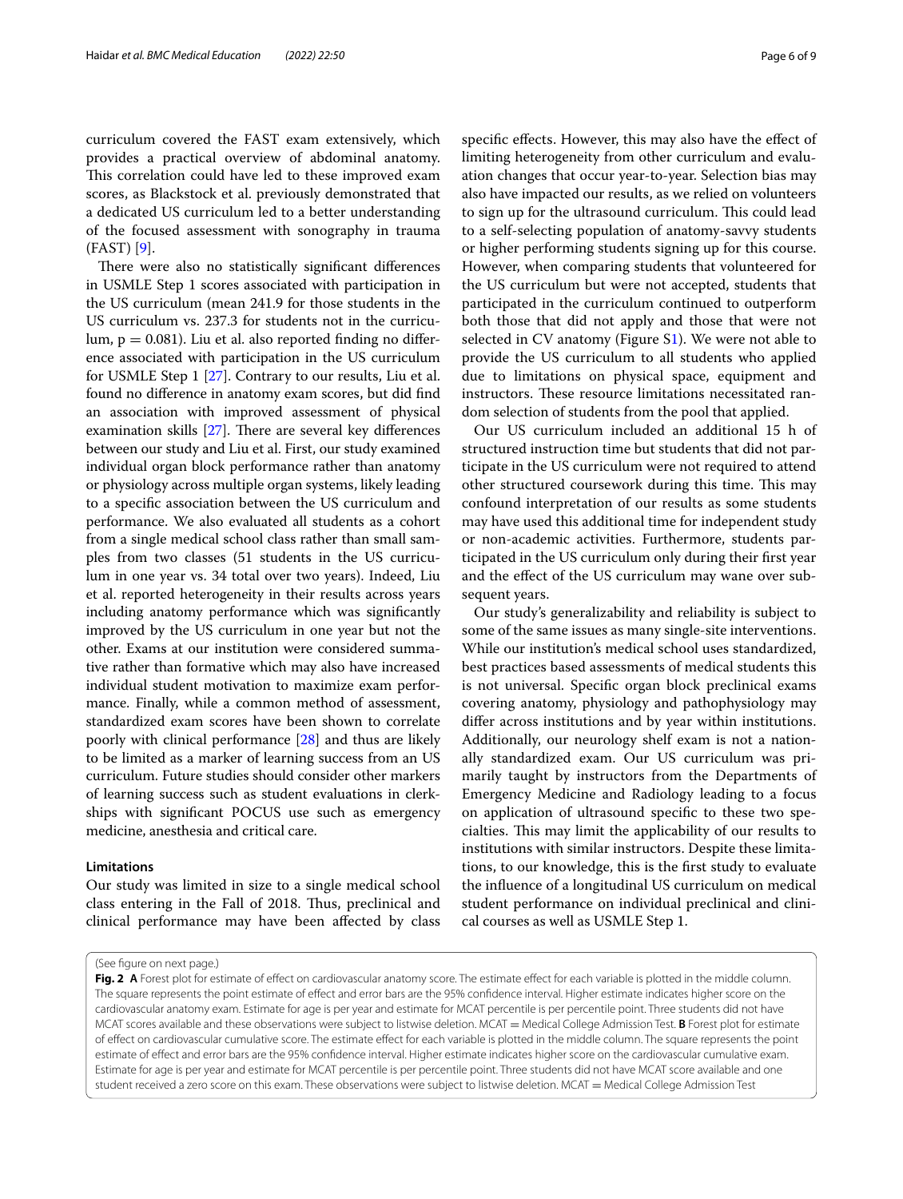curriculum covered the FAST exam extensively, which provides a practical overview of abdominal anatomy. This correlation could have led to these improved exam scores, as Blackstock et al. previously demonstrated that a dedicated US curriculum led to a better understanding of the focused assessment with sonography in trauma (FAST) [9].

There were also no statistically significant differences in USMLE Step 1 scores associated with participation in the US curriculum (mean 241.9 for those students in the US curriculum vs. 237.3 for students not in the curriculum, $p = 0.081$). Liu et al. also reported finding no difference associated with participation in the US curriculum for USMLE Step 1 [27]. Contrary to our results, Liu et al. found no difference in anatomy exam scores, but did find an association with improved assessment of physical examination skills [27]. There are several key differences between our study and Liu et al. First, our study examined individual organ block performance rather than anatomy or physiology across multiple organ systems, likely leading to a specific association between the US curriculum and performance. We also evaluated all students as a cohort from a single medical school class rather than small samples from two classes (51 students in the US curriculum in one year vs. 34 total over two years). Indeed, Liu et al. reported heterogeneity in their results across years including anatomy performance which was significantly improved by the US curriculum in one year but not the other. Exams at our institution were considered summative rather than formative which may also have increased individual student motivation to maximize exam performance. Finally, while a common method of assessment, standardized exam scores have been shown to correlate poorly with clinical performance [28] and thus are likely to be limited as a marker of learning success from an US curriculum. Future studies should consider other markers of learning success such as student evaluations in clerkships with significant POCUS use such as emergency medicine, anesthesia and critical care.

### Limitations

Our study was limited in size to a single medical school class entering in the Fall of 2018. Thus, preclinical and clinical performance may have been affected by class specific effects. However, this may also have the effect of limiting heterogeneity from other curriculum and evaluation changes that occur year-to-year. Selection bias may also have impacted our results, as we relied on volunteers to sign up for the ultrasound curriculum. This could lead to a self-selecting population of anatomy-savvy students or higher performing students signing up for this course. However, when comparing students that volunteered for the US curriculum but were not accepted, students that participated in the curriculum continued to outperform both those that did not apply and those that were not selected in CV anatomy (Figure S1). We were not able to provide the US curriculum to all students who applied due to limitations on physical space, equipment and instructors. These resource limitations necessitated random selection of students from the pool that applied.

Our US curriculum included an additional 15 h of structured instruction time but students that did not participate in the US curriculum were not required to attend other structured coursework during this time. This may confound interpretation of our results as some students may have used this additional time for independent study or non-academic activities. Furthermore, students participated in the US curriculum only during their first year and the effect of the US curriculum may wane over subsequent years.

Our study's generalizability and reliability is subject to some of the same issues as many single-site interventions. While our institution's medical school uses standardized, best practices based assessments of medical students this is not universal. Specific organ block preclinical exams covering anatomy, physiology and pathophysiology may differ across institutions and by year within institutions. Additionally, our neurology shelf exam is not a nationally standardized exam. Our US curriculum was primarily taught by instructors from the Departments of Emergency Medicine and Radiology leading to a focus on application of ultrasound specific to these two specialties. This may limit the applicability of our results to institutions with similar instructors. Despite these limitations, to our knowledge, this is the first study to evaluate the influence of a longitudinal US curriculum on medical student performance on individual preclinical and clinical courses as well as USMLE Step 1.

(See figure on next page.)

**Fig. 2** **A** Forest plot for estimate of effect on cardiovascular anatomy score. The estimate effect for each variable is plotted in the middle column. The square represents the point estimate of effect and error bars are the 95% confidence interval. Higher estimate indicates higher score on the cardiovascular anatomy exam. Estimate for age is per year and estimate for MCAT percentile is per percentile point. Three students did not have MCAT scores available and these observations were subject to listwise deletion. MCAT = Medical College Admission Test. **B** Forest plot for estimate of effect on cardiovascular cumulative score. The estimate effect for each variable is plotted in the middle column. The square represents the point estimate of effect and error bars are the 95% confidence interval. Higher estimate indicates higher score on the cardiovascular cumulative exam. Estimate for age is per year and estimate for MCAT percentile is per percentile point. Three students did not have MCAT score available and one student received a zero score on this exam. These observations were subject to listwise deletion. MCAT = Medical College Admission Test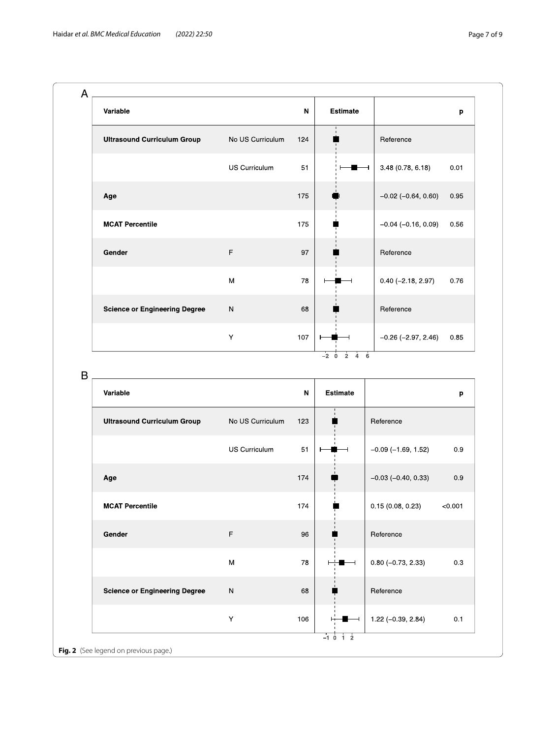**A**

| Variable | | N | Estimate | | p |
|---|---|---|---|---|---|
| **Ultrasound Curriculum Group** | No US Curriculum | 124 | | Reference | |
| | US Curriculum | 51 | | 3.48 (0.78, 6.18) | 0.01 |
| **Age** | | 175 | | −0.02 (−0.64, 0.60) | 0.95 |
| **MCAT Percentile** | | 175 | | −0.04 (−0.16, 0.09) | 0.56 |
| **Gender** | F | 97 | | Reference | |
| | M | 78 | | 0.40 (−2.18, 2.97) | 0.76 |
| **Science or Engineering Degree** | N | 68 | | Reference | |
| | Y | 107 | | −0.26 (−2.97, 2.46) | 0.85 |

**B**

| Variable | | N | Estimate | | p |
|---|---|---|---|---|---|
| **Ultrasound Curriculum Group** | No US Curriculum | 123 | | Reference | |
| | US Curriculum | 51 | | −0.09 (−1.69, 1.52) | 0.9 |
| **Age** | | 174 | | −0.03 (−0.40, 0.33) | 0.9 |
| **MCAT Percentile** | | 174 | | 0.15 (0.08, 0.23) | <0.001 |
| **Gender** | F | 96 | | Reference | |
| | M | 78 | | 0.80 (−0.73, 2.33) | 0.3 |
| **Science or Engineering Degree** | N | 68 | | Reference | |
| | Y | 106 | | 1.22 (−0.39, 2.84) | 0.1 |

**Fig. 2** (See legend on previous page.)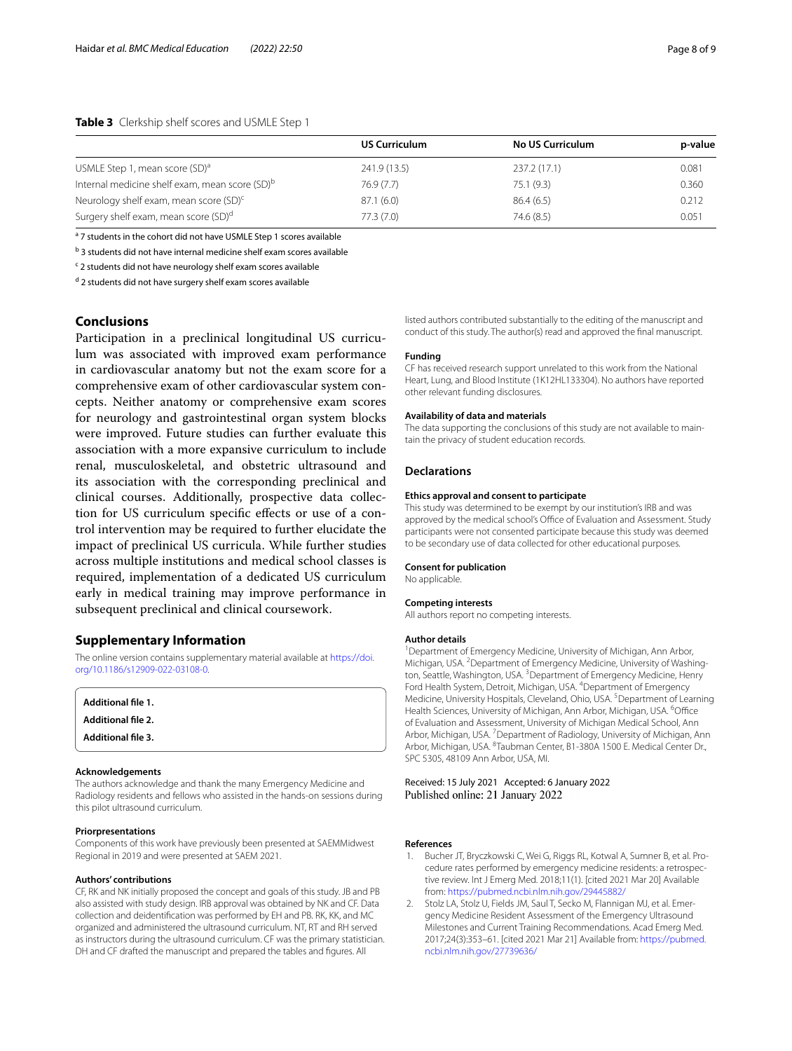**Table 3** Clerkship shelf scores and USMLE Step 1

| | US Curriculum | No US Curriculum | p-value |
|---|---|---|---|
| USMLE Step 1, mean score (SD)[a] | 241.9 (13.5) | 237.2 (17.1) | 0.081 |
| Internal medicine shelf exam, mean score (SD)[b] | 76.9 (7.7) | 75.1 (9.3) | 0.360 |
| Neurology shelf exam, mean score (SD)[c] | 87.1 (6.0) | 86.4 (6.5) | 0.212 |
| Surgery shelf exam, mean score (SD)[d] | 77.3 (7.0) | 74.6 (8.5) | 0.051 |

[a] 7 students in the cohort did not have USMLE Step 1 scores available

[b] 3 students did not have internal medicine shelf exam scores available

[c] 2 students did not have neurology shelf exam scores available

[d] 2 students did not have surgery shelf exam scores available

## Conclusions

Participation in a preclinical longitudinal US curriculum was associated with improved exam performance in cardiovascular anatomy but not the exam score for a comprehensive exam of other cardiovascular system concepts. Neither anatomy or comprehensive exam scores for neurology and gastrointestinal organ system blocks were improved. Future studies can further evaluate this association with a more expansive curriculum to include renal, musculoskeletal, and obstetric ultrasound and its association with the corresponding preclinical and clinical courses. Additionally, prospective data collection for US curriculum specific effects or use of a control intervention may be required to further elucidate the impact of preclinical US curricula. While further studies across multiple institutions and medical school classes is required, implementation of a dedicated US curriculum early in medical training may improve performance in subsequent preclinical and clinical coursework.

## Supplementary Information

The online version contains supplementary material available at https://doi.org/10.1186/s12909-022-03108-0.

**Additional file 1.**

**Additional file 2.**

**Additional file 3.**

#### Acknowledgements

The authors acknowledge and thank the many Emergency Medicine and Radiology residents and fellows who assisted in the hands-on sessions during this pilot ultrasound curriculum.

#### Priorpresentations

Components of this work have previously been presented at SAEMMidwest Regional in 2019 and were presented at SAEM 2021.

#### Authors' contributions

CF, RK and NK initially proposed the concept and goals of this study. JB and PB also assisted with study design. IRB approval was obtained by NK and CF. Data collection and deidentification was performed by EH and PB. RK, KK, and MC organized and administered the ultrasound curriculum. NT, RT and RH served as instructors during the ultrasound curriculum. CF was the primary statistician. DH and CF drafted the manuscript and prepared the tables and figures. All listed authors contributed substantially to the editing of the manuscript and conduct of this study. The author(s) read and approved the final manuscript.

#### Funding

CF has received research support unrelated to this work from the National Heart, Lung, and Blood Institute (1K12HL133304). No authors have reported other relevant funding disclosures.

#### Availability of data and materials

The data supporting the conclusions of this study are not available to maintain the privacy of student education records.

## Declarations

#### Ethics approval and consent to participate

This study was determined to be exempt by our institution's IRB and was approved by the medical school's Office of Evaluation and Assessment. Study participants were not consented participate because this study was deemed to be secondary use of data collected for other educational purposes.

#### Consent for publication

No applicable.

#### Competing interests

All authors report no competing interests.

#### Author details

[1]Department of Emergency Medicine, University of Michigan, Ann Arbor, Michigan, USA. [2]Department of Emergency Medicine, University of Washington, Seattle, Washington, USA. [3]Department of Emergency Medicine, Henry Ford Health System, Detroit, Michigan, USA. [4]Department of Emergency Medicine, University Hospitals, Cleveland, Ohio, USA. [5]Department of Learning Health Sciences, University of Michigan, Ann Arbor, Michigan, USA. [6]Office of Evaluation and Assessment, University of Michigan Medical School, Ann Arbor, Michigan, USA. [7]Department of Radiology, University of Michigan, Ann Arbor, Michigan, USA. [8]Taubman Center, B1-380A 1500 E. Medical Center Dr., SPC 5305, 48109 Ann Arbor, USA, MI.

Received: 15 July 2021 Accepted: 6 January 2022
Published online: 21 January 2022

#### References

1. Bucher JT, Bryczkowski C, Wei G, Riggs RL, Kotwal A, Sumner B, et al. Procedure rates performed by emergency medicine residents: a retrospective review. Int J Emerg Med. 2018;11(1). [cited 2021 Mar 20] Available from: https://pubmed.ncbi.nlm.nih.gov/29445882/
2. Stolz LA, Stolz U, Fields JM, Saul T, Secko M, Flannigan MJ, et al. Emergency Medicine Resident Assessment of the Emergency Ultrasound Milestones and Current Training Recommendations. Acad Emerg Med. 2017;24(3):353–61. [cited 2021 Mar 21] Available from: https://pubmed.ncbi.nlm.nih.gov/27739636/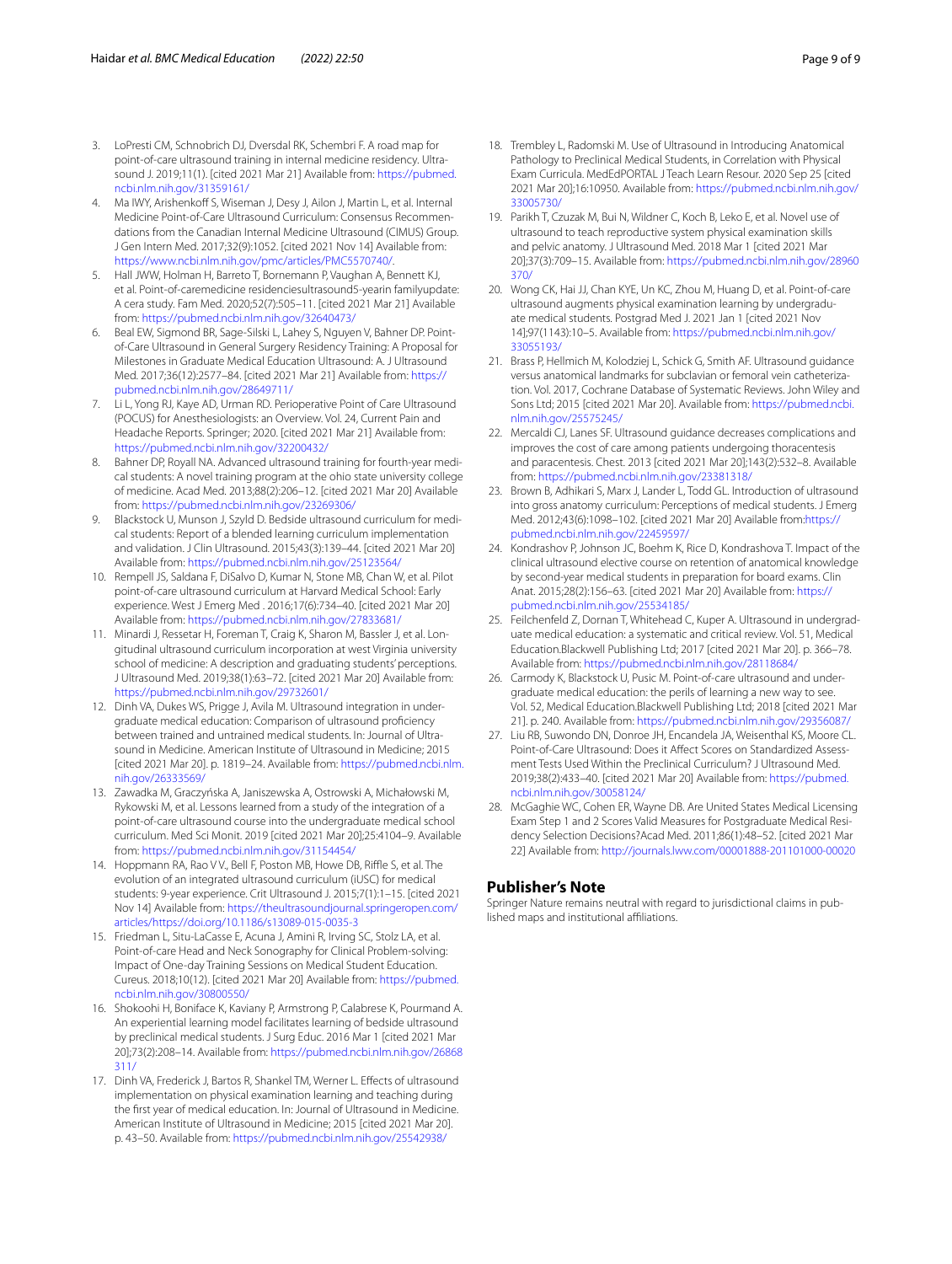3. LoPresti CM, Schnobrich DJ, Dversdal RK, Schembri F. A road map for point-of-care ultrasound training in internal medicine residency. Ultrasound J. 2019;11(1). [cited 2021 Mar 21] Available from: https://pubmed.ncbi.nlm.nih.gov/31359161/
4. Ma IWY, Arishenkoff S, Wiseman J, Desy J, Ailon J, Martin L, et al. Internal Medicine Point-of-Care Ultrasound Curriculum: Consensus Recommendations from the Canadian Internal Medicine Ultrasound (CIMUS) Group. J Gen Intern Med. 2017;32(9):1052. [cited 2021 Nov 14] Available from: https://www.ncbi.nlm.nih.gov/pmc/articles/PMC5570740/.
5. Hall JWW, Holman H, Barreto T, Bornemann P, Vaughan A, Bennett KJ, et al. Point-of-caremedicine residenciesultrasound5-yearin familyupdate: A cera study. Fam Med. 2020;52(7):505–11. [cited 2021 Mar 21] Available from: https://pubmed.ncbi.nlm.nih.gov/32640473/
6. Beal EW, Sigmond BR, Sage-Silski L, Lahey S, Nguyen V, Bahner DP. Point-of-Care Ultrasound in General Surgery Residency Training: A Proposal for Milestones in Graduate Medical Education Ultrasound: A. J Ultrasound Med. 2017;36(12):2577–84. [cited 2021 Mar 21] Available from: https://pubmed.ncbi.nlm.nih.gov/28649711/
7. Li L, Yong RJ, Kaye AD, Urman RD. Perioperative Point of Care Ultrasound (POCUS) for Anesthesiologists: an Overview. Vol. 24, Current Pain and Headache Reports. Springer; 2020. [cited 2021 Mar 21] Available from: https://pubmed.ncbi.nlm.nih.gov/32200432/
8. Bahner DP, Royall NA. Advanced ultrasound training for fourth-year medical students: A novel training program at the ohio state university college of medicine. Acad Med. 2013;88(2):206–12. [cited 2021 Mar 20] Available from: https://pubmed.ncbi.nlm.nih.gov/23269306/
9. Blackstock U, Munson J, Szyld D. Bedside ultrasound curriculum for medical students: Report of a blended learning curriculum implementation and validation. J Clin Ultrasound. 2015;43(3):139–44. [cited 2021 Mar 20] Available from: https://pubmed.ncbi.nlm.nih.gov/25123564/
10. Rempell JS, Saldana F, DiSalvo D, Kumar N, Stone MB, Chan W, et al. Pilot point-of-care ultrasound curriculum at Harvard Medical School: Early experience. West J Emerg Med . 2016;17(6):734–40. [cited 2021 Mar 20] Available from: https://pubmed.ncbi.nlm.nih.gov/27833681/
11. Minardi J, Ressetar H, Foreman T, Craig K, Sharon M, Bassler J, et al. Longitudinal ultrasound curriculum incorporation at west Virginia university school of medicine: A description and graduating students' perceptions. J Ultrasound Med. 2019;38(1):63–72. [cited 2021 Mar 20] Available from: https://pubmed.ncbi.nlm.nih.gov/29732601/
12. Dinh VA, Dukes WS, Prigge J, Avila M. Ultrasound integration in undergraduate medical education: Comparison of ultrasound proficiency between trained and untrained medical students. In: Journal of Ultrasound in Medicine. American Institute of Ultrasound in Medicine; 2015 [cited 2021 Mar 20]. p. 1819–24. Available from: https://pubmed.ncbi.nlm.nih.gov/26333569/
13. Zawadka M, Graczyńska A, Janiszewska A, Ostrowski A, Michałowski M, Rykowski M, et al. Lessons learned from a study of the integration of a point-of-care ultrasound course into the undergraduate medical school curriculum. Med Sci Monit. 2019 [cited 2021 Mar 20];25:4104–9. Available from: https://pubmed.ncbi.nlm.nih.gov/31154454/
14. Hoppmann RA, Rao V V., Bell F, Poston MB, Howe DB, Riffle S, et al. The evolution of an integrated ultrasound curriculum (iUSC) for medical students: 9-year experience. Crit Ultrasound J. 2015;7(1):1–15. [cited 2021 Nov 14] Available from: https://theultrasoundjournal.springeropen.com/articles/https://doi.org/10.1186/s13089-015-0035-3
15. Friedman L, Situ-LaCasse E, Acuna J, Amini R, Irving SC, Stolz LA, et al. Point-of-care Head and Neck Sonography for Clinical Problem-solving: Impact of One-day Training Sessions on Medical Student Education. Cureus. 2018;10(12). [cited 2021 Mar 20] Available from: https://pubmed.ncbi.nlm.nih.gov/30800550/
16. Shokoohi H, Boniface K, Kavianу P, Armstrong P, Calabrese K, Pourmand A. An experiential learning model facilitates learning of bedside ultrasound by preclinical medical students. J Surg Educ. 2016 Mar 1 [cited 2021 Mar 20];73(2):208–14. Available from: https://pubmed.ncbi.nlm.nih.gov/26868311/
17. Dinh VA, Frederick J, Bartos R, Shankel TM, Werner L. Effects of ultrasound implementation on physical examination learning and teaching during the first year of medical education. In: Journal of Ultrasound in Medicine. American Institute of Ultrasound in Medicine; 2015 [cited 2021 Mar 20]. p. 43–50. Available from: https://pubmed.ncbi.nlm.nih.gov/25542938/
18. Trembley L, Radomski M. Use of Ultrasound in Introducing Anatomical Pathology to Preclinical Medical Students, in Correlation with Physical Exam Curricula. MedEdPORTAL J Teach Learn Resour. 2020 Sep 25 [cited 2021 Mar 20];16:10950. Available from: https://pubmed.ncbi.nlm.nih.gov/33005730/
19. Parikh T, Czuzak M, Bui N, Wildner C, Koch B, Leko E, et al. Novel use of ultrasound to teach reproductive system physical examination skills and pelvic anatomy. J Ultrasound Med. 2018 Mar 1 [cited 2021 Mar 20];37(3):709–15. Available from: https://pubmed.ncbi.nlm.nih.gov/28960370/
20. Wong CK, Hai JJ, Chan KYE, Un KC, Zhou M, Huang D, et al. Point-of-care ultrasound augments physical examination learning by undergraduate medical students. Postgrad Med J. 2021 Jan 1 [cited 2021 Nov 14];97(1143):10–5. Available from: https://pubmed.ncbi.nlm.nih.gov/33055193/
21. Brass P, Hellmich M, Kolodziej L, Schick G, Smith AF. Ultrasound guidance versus anatomical landmarks for subclavian or femoral vein catheterization. Vol. 2017, Cochrane Database of Systematic Reviews. John Wiley and Sons Ltd; 2015 [cited 2021 Mar 20]. Available from: https://pubmed.ncbi.nlm.nih.gov/25575245/
22. Mercaldi CJ, Lanes SF. Ultrasound guidance decreases complications and improves the cost of care among patients undergoing thoracentesis and paracentesis. Chest. 2013 [cited 2021 Mar 20];143(2):532–8. Available from: https://pubmed.ncbi.nlm.nih.gov/23381318/
23. Brown B, Adhikari S, Marx J, Lander L, Todd GL. Introduction of ultrasound into gross anatomy curriculum: Perceptions of medical students. J Emerg Med. 2012;43(6):1098–102. [cited 2021 Mar 20] Available from:https://pubmed.ncbi.nlm.nih.gov/22459597/
24. Kondrashov P, Johnson JC, Boehm K, Rice D, Kondrashova T. Impact of the clinical ultrasound elective course on retention of anatomical knowledge by second-year medical students in preparation for board exams. Clin Anat. 2015;28(2):156–63. [cited 2021 Mar 20] Available from: https://pubmed.ncbi.nlm.nih.gov/25534185/
25. Feilchenfeld Z, Dornan T, Whitehead C, Kuper A. Ultrasound in undergraduate medical education: a systematic and critical review. Vol. 51, Medical Education.Blackwell Publishing Ltd; 2017 [cited 2021 Mar 20]. p. 366–78. Available from: https://pubmed.ncbi.nlm.nih.gov/28118684/
26. Carmody K, Blackstock U, Pusic M. Point-of-care ultrasound and undergraduate medical education: the perils of learning a new way to see. Vol. 52, Medical Education.Blackwell Publishing Ltd; 2018 [cited 2021 Mar 21]. p. 240. Available from: https://pubmed.ncbi.nlm.nih.gov/29356087/
27. Liu RB, Suwondo DN, Donroe JH, Encandela JA, Weisenthal KS, Moore CL. Point-of-Care Ultrasound: Does it Affect Scores on Standardized Assessment Tests Used Within the Preclinical Curriculum? J Ultrasound Med. 2019;38(2):433–40. [cited 2021 Mar 20] Available from: https://pubmed.ncbi.nlm.nih.gov/30058124/
28. McGaghie WC, Cohen ER, Wayne DB. Are United States Medical Licensing Exam Step 1 and 2 Scores Valid Measures for Postgraduate Medical Residency Selection Decisions?Acad Med. 2011;86(1):48–52. [cited 2021 Mar 22] Available from: http://journals.lww.com/00001888-201101000-00020

## Publisher's Note

Springer Nature remains neutral with regard to jurisdictional claims in published maps and institutional affiliations.